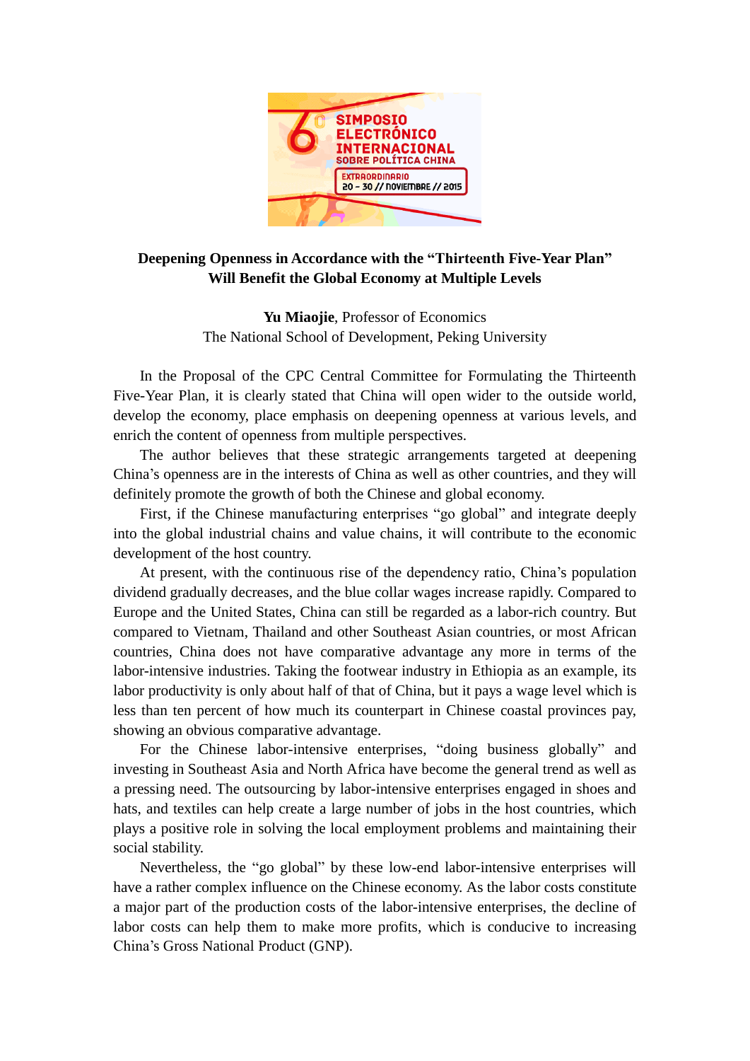**Deepening Openness in Accordance with the "Thirteenth Five-Year Plan" Will Benefit the Global Economy at Multiple Levels**

**Yu Miaojie**, Professor of Economics
The National School of Development, Peking University

In the Proposal of the CPC Central Committee for Formulating the Thirteenth Five-Year Plan, it is clearly stated that China will open wider to the outside world, develop the economy, place emphasis on deepening openness at various levels, and enrich the content of openness from multiple perspectives.

The author believes that these strategic arrangements targeted at deepening China's openness are in the interests of China as well as other countries, and they will definitely promote the growth of both the Chinese and global economy.

First, if the Chinese manufacturing enterprises "go global" and integrate deeply into the global industrial chains and value chains, it will contribute to the economic development of the host country.

At present, with the continuous rise of the dependency ratio, China's population dividend gradually decreases, and the blue collar wages increase rapidly. Compared to Europe and the United States, China can still be regarded as a labor-rich country. But compared to Vietnam, Thailand and other Southeast Asian countries, or most African countries, China does not have comparative advantage any more in terms of the labor-intensive industries. Taking the footwear industry in Ethiopia as an example, its labor productivity is only about half of that of China, but it pays a wage level which is less than ten percent of how much its counterpart in Chinese coastal provinces pay, showing an obvious comparative advantage.

For the Chinese labor-intensive enterprises, "doing business globally" and investing in Southeast Asia and North Africa have become the general trend as well as a pressing need. The outsourcing by labor-intensive enterprises engaged in shoes and hats, and textiles can help create a large number of jobs in the host countries, which plays a positive role in solving the local employment problems and maintaining their social stability.

Nevertheless, the "go global" by these low-end labor-intensive enterprises will have a rather complex influence on the Chinese economy. As the labor costs constitute a major part of the production costs of the labor-intensive enterprises, the decline of labor costs can help them to make more profits, which is conducive to increasing China's Gross National Product (GNP).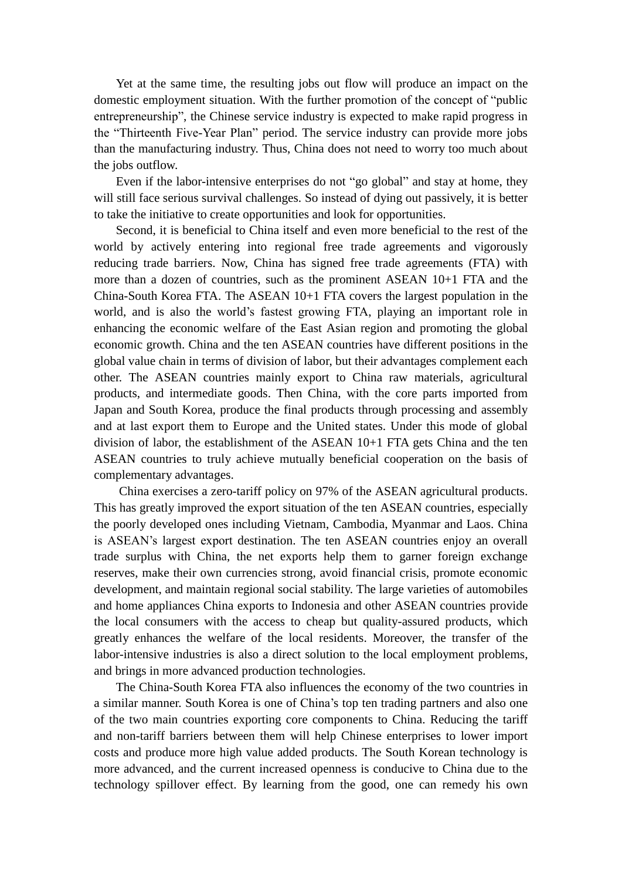Yet at the same time, the resulting jobs out flow will produce an impact on the domestic employment situation. With the further promotion of the concept of "public entrepreneurship", the Chinese service industry is expected to make rapid progress in the "Thirteenth Five-Year Plan" period. The service industry can provide more jobs than the manufacturing industry. Thus, China does not need to worry too much about the jobs outflow.

Even if the labor-intensive enterprises do not "go global" and stay at home, they will still face serious survival challenges. So instead of dying out passively, it is better to take the initiative to create opportunities and look for opportunities.

Second, it is beneficial to China itself and even more beneficial to the rest of the world by actively entering into regional free trade agreements and vigorously reducing trade barriers. Now, China has signed free trade agreements (FTA) with more than a dozen of countries, such as the prominent ASEAN 10+1 FTA and the China-South Korea FTA. The ASEAN 10+1 FTA covers the largest population in the world, and is also the world's fastest growing FTA, playing an important role in enhancing the economic welfare of the East Asian region and promoting the global economic growth. China and the ten ASEAN countries have different positions in the global value chain in terms of division of labor, but their advantages complement each other. The ASEAN countries mainly export to China raw materials, agricultural products, and intermediate goods. Then China, with the core parts imported from Japan and South Korea, produce the final products through processing and assembly and at last export them to Europe and the United states. Under this mode of global division of labor, the establishment of the ASEAN 10+1 FTA gets China and the ten ASEAN countries to truly achieve mutually beneficial cooperation on the basis of complementary advantages.

China exercises a zero-tariff policy on 97% of the ASEAN agricultural products. This has greatly improved the export situation of the ten ASEAN countries, especially the poorly developed ones including Vietnam, Cambodia, Myanmar and Laos. China is ASEAN's largest export destination. The ten ASEAN countries enjoy an overall trade surplus with China, the net exports help them to garner foreign exchange reserves, make their own currencies strong, avoid financial crisis, promote economic development, and maintain regional social stability. The large varieties of automobiles and home appliances China exports to Indonesia and other ASEAN countries provide the local consumers with the access to cheap but quality-assured products, which greatly enhances the welfare of the local residents. Moreover, the transfer of the labor-intensive industries is also a direct solution to the local employment problems, and brings in more advanced production technologies.

The China-South Korea FTA also influences the economy of the two countries in a similar manner. South Korea is one of China's top ten trading partners and also one of the two main countries exporting core components to China. Reducing the tariff and non-tariff barriers between them will help Chinese enterprises to lower import costs and produce more high value added products. The South Korean technology is more advanced, and the current increased openness is conducive to China due to the technology spillover effect. By learning from the good, one can remedy his own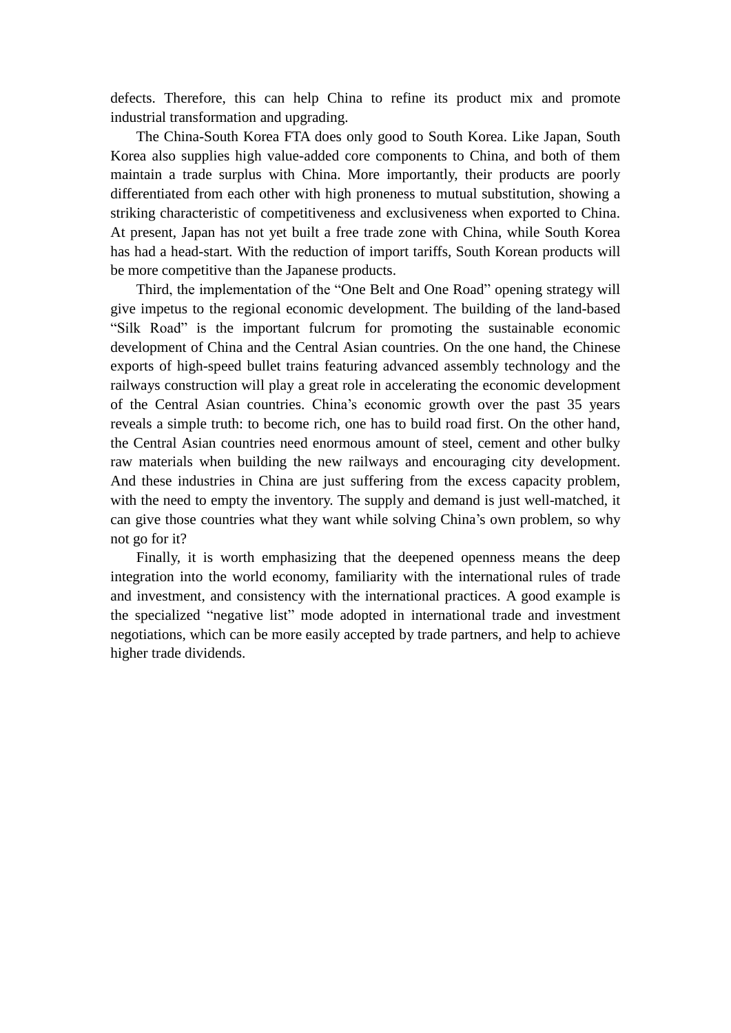defects. Therefore, this can help China to refine its product mix and promote industrial transformation and upgrading.

The China-South Korea FTA does only good to South Korea. Like Japan, South Korea also supplies high value-added core components to China, and both of them maintain a trade surplus with China. More importantly, their products are poorly differentiated from each other with high proneness to mutual substitution, showing a striking characteristic of competitiveness and exclusiveness when exported to China. At present, Japan has not yet built a free trade zone with China, while South Korea has had a head-start. With the reduction of import tariffs, South Korean products will be more competitive than the Japanese products.

Third, the implementation of the "One Belt and One Road" opening strategy will give impetus to the regional economic development. The building of the land-based "Silk Road" is the important fulcrum for promoting the sustainable economic development of China and the Central Asian countries. On the one hand, the Chinese exports of high-speed bullet trains featuring advanced assembly technology and the railways construction will play a great role in accelerating the economic development of the Central Asian countries. China's economic growth over the past 35 years reveals a simple truth: to become rich, one has to build road first. On the other hand, the Central Asian countries need enormous amount of steel, cement and other bulky raw materials when building the new railways and encouraging city development. And these industries in China are just suffering from the excess capacity problem, with the need to empty the inventory. The supply and demand is just well-matched, it can give those countries what they want while solving China's own problem, so why not go for it?

Finally, it is worth emphasizing that the deepened openness means the deep integration into the world economy, familiarity with the international rules of trade and investment, and consistency with the international practices. A good example is the specialized "negative list" mode adopted in international trade and investment negotiations, which can be more easily accepted by trade partners, and help to achieve higher trade dividends.